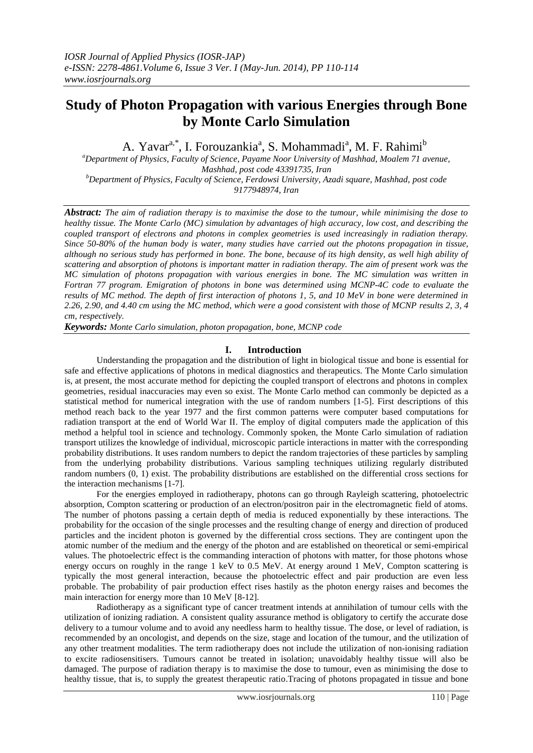# Study of Photon Propagation with various Energies through Bone by Monte Carlo Simulation

A. Yavar[a,*], I. Forouzankia[a], S. Mohammadi[a], M. F. Rahimi[b]

[a]Department of Physics, Faculty of Science, Payame Noor University of Mashhad, Moalem 71 avenue, Mashhad, post code 43391735, Iran

[b]Department of Physics, Faculty of Science, Ferdowsi University, Azadi square, Mashhad, post code 9177948974, Iran

***Abstract:*** *The aim of radiation therapy is to maximise the dose to the tumour, while minimising the dose to healthy tissue. The Monte Carlo (MC) simulation by advantages of high accuracy, low cost, and describing the coupled transport of electrons and photons in complex geometries is used increasingly in radiation therapy. Since 50-80% of the human body is water, many studies have carried out the photons propagation in tissue, although no serious study has performed in bone. The bone, because of its high density, as well high ability of scattering and absorption of photons is important matter in radiation therapy. The aim of present work was the MC simulation of photons propagation with various energies in bone. The MC simulation was written in Fortran 77 program. Emigration of photons in bone was determined using MCNP-4C code to evaluate the results of MC method. The depth of first interaction of photons 1, 5, and 10 MeV in bone were determined in 2.26, 2.90, and 4.40 cm using the MC method, which were a good consistent with those of MCNP results 2, 3, 4 cm, respectively.*

***Keywords:*** *Monte Carlo simulation, photon propagation, bone, MCNP code*

## I. Introduction

Understanding the propagation and the distribution of light in biological tissue and bone is essential for safe and effective applications of photons in medical diagnostics and therapeutics. The Monte Carlo simulation is, at present, the most accurate method for depicting the coupled transport of electrons and photons in complex geometries, residual inaccuracies may even so exist. The Monte Carlo method can commonly be depicted as a statistical method for numerical integration with the use of random numbers [1-5]. First descriptions of this method reach back to the year 1977 and the first common patterns were computer based computations for radiation transport at the end of World War II. The employ of digital computers made the application of this method a helpful tool in science and technology. Commonly spoken, the Monte Carlo simulation of radiation transport utilizes the knowledge of individual, microscopic particle interactions in matter with the corresponding probability distributions. It uses random numbers to depict the random trajectories of these particles by sampling from the underlying probability distributions. Various sampling techniques utilizing regularly distributed random numbers (0, 1) exist. The probability distributions are established on the differential cross sections for the interaction mechanisms [1-7].

For the energies employed in radiotherapy, photons can go through Rayleigh scattering, photoelectric absorption, Compton scattering or production of an electron/positron pair in the electromagnetic field of atoms. The number of photons passing a certain depth of media is reduced exponentially by these interactions. The probability for the occasion of the single processes and the resulting change of energy and direction of produced particles and the incident photon is governed by the differential cross sections. They are contingent upon the atomic number of the medium and the energy of the photon and are established on theoretical or semi-empirical values. The photoelectric effect is the commanding interaction of photons with matter, for those photons whose energy occurs on roughly in the range 1 keV to 0.5 MeV. At energy around 1 MeV, Compton scattering is typically the most general interaction, because the photoelectric effect and pair production are even less probable. The probability of pair production effect rises hastily as the photon energy raises and becomes the main interaction for energy more than 10 MeV [8-12].

Radiotherapy as a significant type of cancer treatment intends at annihilation of tumour cells with the utilization of ionizing radiation. A consistent quality assurance method is obligatory to certify the accurate dose delivery to a tumour volume and to avoid any needless harm to healthy tissue. The dose, or level of radiation, is recommended by an oncologist, and depends on the size, stage and location of the tumour, and the utilization of any other treatment modalities. The term radiotherapy does not include the utilization of non-ionising radiation to excite radiosensitisers. Tumours cannot be treated in isolation; unavoidably healthy tissue will also be damaged. The purpose of radiation therapy is to maximise the dose to tumour, even as minimising the dose to healthy tissue, that is, to supply the greatest therapeutic ratio.Tracing of photons propagated in tissue and bone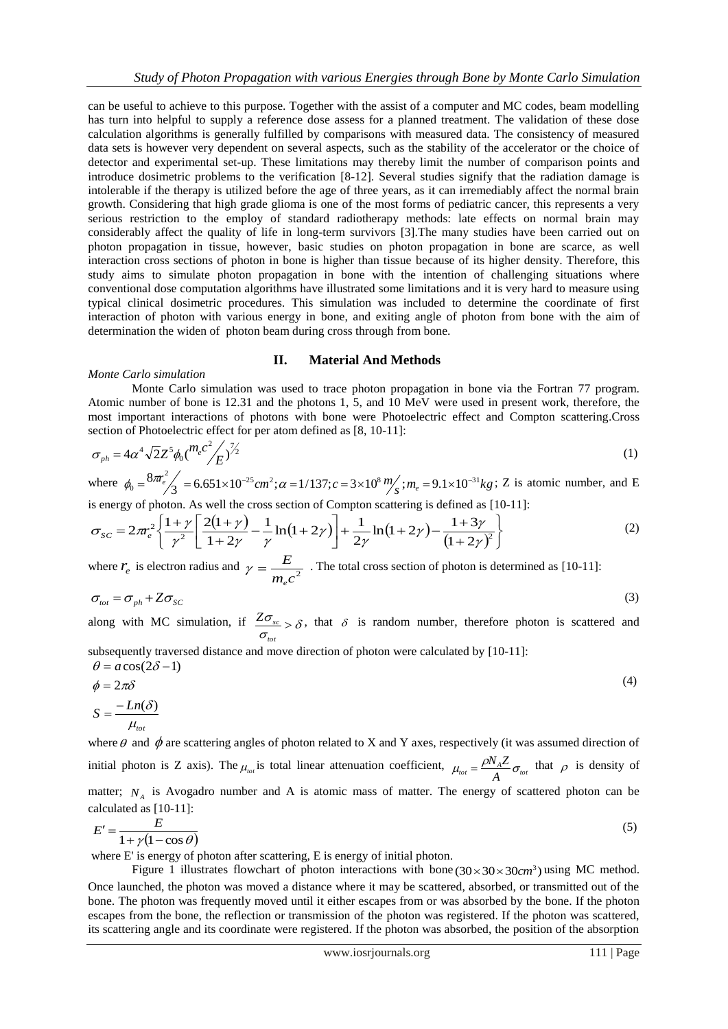can be useful to achieve to this purpose. Together with the assist of a computer and MC codes, beam modelling has turn into helpful to supply a reference dose assess for a planned treatment. The validation of these dose calculation algorithms is generally fulfilled by comparisons with measured data. The consistency of measured data sets is however very dependent on several aspects, such as the stability of the accelerator or the choice of detector and experimental set-up. These limitations may thereby limit the number of comparison points and introduce dosimetric problems to the verification [8-12]. Several studies signify that the radiation damage is intolerable if the therapy is utilized before the age of three years, as it can irremediably affect the normal brain growth. Considering that high grade glioma is one of the most forms of pediatric cancer, this represents a very serious restriction to the employ of standard radiotherapy methods: late effects on normal brain may considerably affect the quality of life in long-term survivors [3].The many studies have been carried out on photon propagation in tissue, however, basic studies on photon propagation in bone are scarce, as well interaction cross sections of photon in bone is higher than tissue because of its higher density. Therefore, this study aims to simulate photon propagation in bone with the intention of challenging situations where conventional dose computation algorithms have illustrated some limitations and it is very hard to measure using typical clinical dosimetric procedures. This simulation was included to determine the coordinate of first interaction of photon with various energy in bone, and exiting angle of photon from bone with the aim of determination the widen of photon beam during cross through from bone.

## II. Material And Methods

*Monte Carlo simulation*

Monte Carlo simulation was used to trace photon propagation in bone via the Fortran 77 program. Atomic number of bone is 12.31 and the photons 1, 5, and 10 MeV were used in present work, therefore, the most important interactions of photons with bone were Photoelectric effect and Compton scattering.Cross section of Photoelectric effect for per atom defined as [8, 10-11]:

$$\sigma_{ph} = 4\alpha^4 \sqrt{2} Z^5 \phi_0 \left( \frac{m_e c^2}{E} \right)^{7/2} \tag{1}$$

where $\phi_0 = \frac{8\pi r_e^2}{3} = 6.651\times10^{-25} cm^2; \alpha = 1/137; c = 3\times10^8 \frac{m}{s}; m_e = 9.1\times10^{-31} kg$; Z is atomic number, and E is energy of photon. As well the cross section of Compton scattering is defined as [10-11]:

$$\sigma_{SC} = 2\pi r_e^2 \left\{ \frac{1+\gamma}{\gamma^2} \left[ \frac{2(1+\gamma)}{1+2\gamma} - \frac{1}{\gamma} \ln(1+2\gamma) \right] + \frac{1}{2\gamma} \ln(1+2\gamma) - \frac{1+3\gamma}{(1+2\gamma)^2} \right\} \tag{2}$$

where $r_e$ is electron radius and $\gamma = \frac{E}{m_e c^2}$ . The total cross section of photon is determined as [10-11]:

$$\sigma_{tot} = \sigma_{ph} + Z\sigma_{SC} \tag{3}$$

along with MC simulation, if $\frac{Z\sigma_{sc}}{\sigma_{tot}} > \delta$, that $\delta$ is random number, therefore photon is scattered and subsequently traversed distance and move direction of photon were calculated by [10-11]:

$$\begin{aligned} \theta &= a\cos(2\delta - 1) \\ \phi &= 2\pi\delta \\ S &= \frac{-Ln(\delta)}{\mu_{tot}} \end{aligned} \tag{4}$$

where $\theta$ and $\phi$ are scattering angles of photon related to X and Y axes, respectively (it was assumed direction of initial photon is Z axis). The $\mu_{tot}$ is total linear attenuation coefficient, $\mu_{tot} = \frac{\rho N_A Z}{A}\sigma_{tot}$ that $\rho$ is density of matter; $N_A$ is Avogadro number and A is atomic mass of matter. The energy of scattered photon can be calculated as [10-11]:

$$E' = \frac{E}{1+\gamma(1-\cos\theta)} \tag{5}$$

where E' is energy of photon after scattering, E is energy of initial photon.

Figure 1 illustrates flowchart of photon interactions with bone $(30\times30\times30 cm^3)$ using MC method. Once launched, the photon was moved a distance where it may be scattered, absorbed, or transmitted out of the bone. The photon was frequently moved until it either escapes from or was absorbed by the bone. If the photon escapes from the bone, the reflection or transmission of the photon was registered. If the photon was scattered, its scattering angle and its coordinate were registered. If the photon was absorbed, the position of the absorption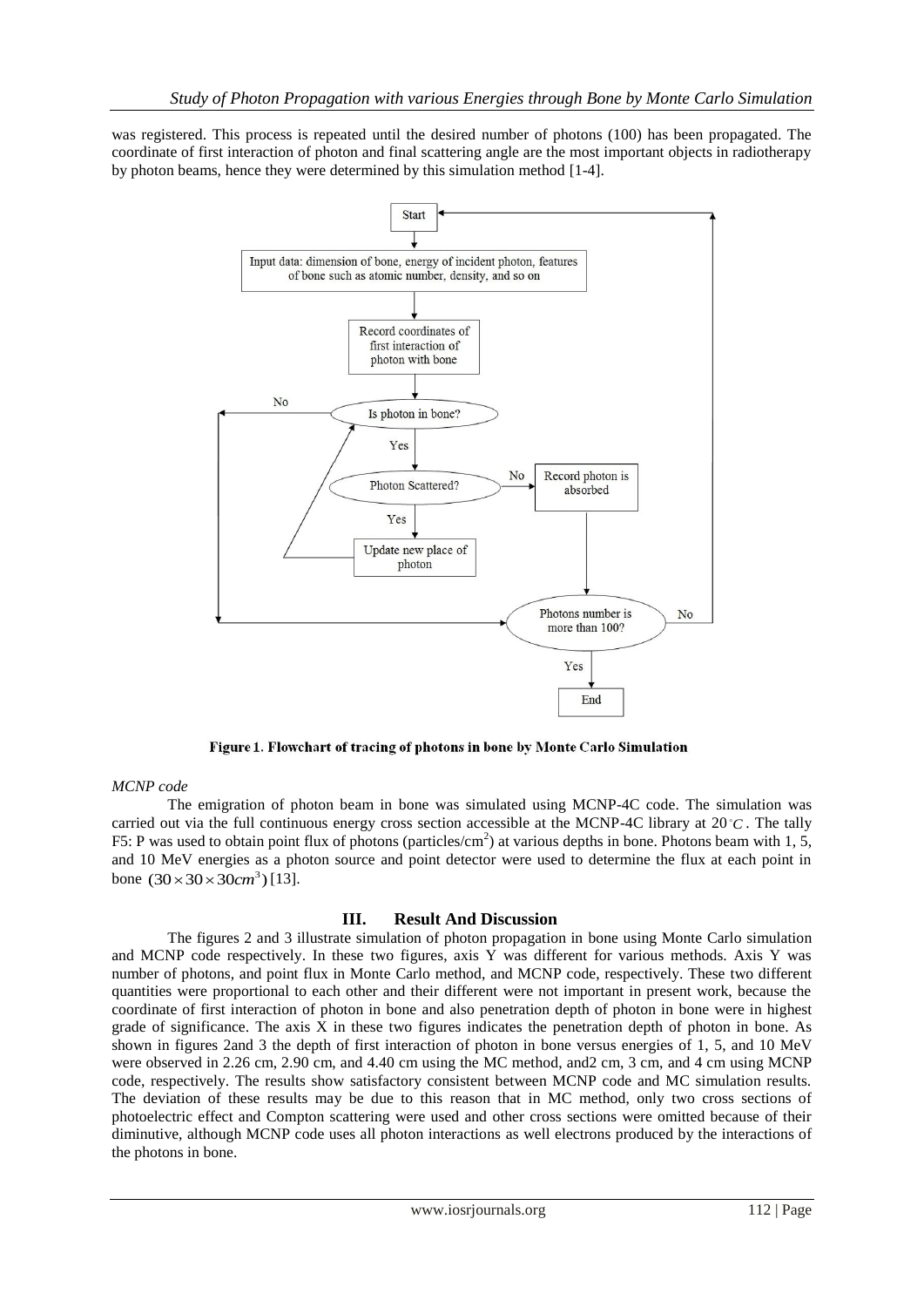was registered. This process is repeated until the desired number of photons (100) has been propagated. The coordinate of first interaction of photon and final scattering angle are the most important objects in radiotherapy by photon beams, hence they were determined by this simulation method [1-4].

Start

Input data: dimension of bone, energy of incident photon, features of bone such as atomic number, density, and so on

Record coordinates of first interaction of photon with bone

Is photon in bone? — No / Yes

Photon Scattered? — No → Record photon is absorbed / Yes → Update new place of photon

Photons number is more than 100? — No / Yes

End

**Figure 1. Flowchart of tracing of photons in bone by Monte Carlo Simulation**

*MCNP code*

The emigration of photon beam in bone was simulated using MCNP-4C code. The simulation was carried out via the full continuous energy cross section accessible at the MCNP-4C library at $20^{\circ}C$. The tally F5: P was used to obtain point flux of photons (particles/cm$^2$) at various depths in bone. Photons beam with 1, 5, and 10 MeV energies as a photon source and point detector were used to determine the flux at each point in bone $(30\times 30\times 30cm^3)$ [13].

## III. Result And Discussion

The figures 2 and 3 illustrate simulation of photon propagation in bone using Monte Carlo simulation and MCNP code respectively. In these two figures, axis Y was different for various methods. Axis Y was number of photons, and point flux in Monte Carlo method, and MCNP code, respectively. These two different quantities were proportional to each other and their different were not important in present work, because the coordinate of first interaction of photon in bone and also penetration depth of photon in bone were in highest grade of significance. The axis X in these two figures indicates the penetration depth of photon in bone. As shown in figures 2and 3 the depth of first interaction of photon in bone versus energies of 1, 5, and 10 MeV were observed in 2.26 cm, 2.90 cm, and 4.40 cm using the MC method, and2 cm, 3 cm, and 4 cm using MCNP code, respectively. The results show satisfactory consistent between MCNP code and MC simulation results. The deviation of these results may be due to this reason that in MC method, only two cross sections of photoelectric effect and Compton scattering were used and other cross sections were omitted because of their diminutive, although MCNP code uses all photon interactions as well electrons produced by the interactions of the photons in bone.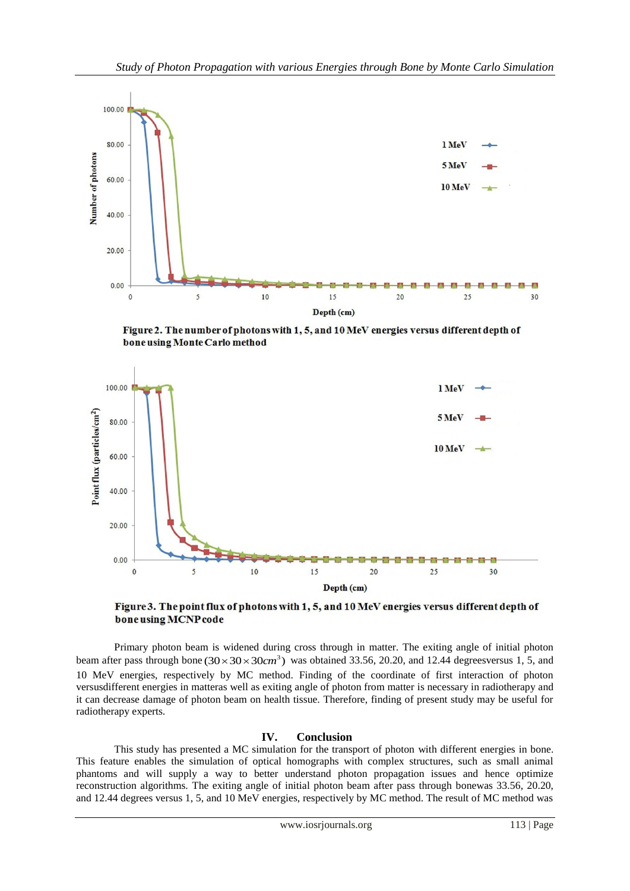Figure 2. The number of photons with 1, 5, and 10 MeV energies versus different depth of bone using Monte Carlo method

Figure 3. The point flux of photons with 1, 5, and 10 MeV energies versus different depth of bone using MCNP code

Primary photon beam is widened during cross through in matter. The exiting angle of initial photon beam after pass through bone $(30 \times 30 \times 30 cm^3)$ was obtained 33.56, 20.20, and 12.44 degreesversus 1, 5, and 10 MeV energies, respectively by MC method. Finding of the coordinate of first interaction of photon versusdifferent energies in matteras well as exiting angle of photon from matter is necessary in radiotherapy and it can decrease damage of photon beam on health tissue. Therefore, finding of present study may be useful for radiotherapy experts.

## IV. Conclusion

This study has presented a MC simulation for the transport of photon with different energies in bone. This feature enables the simulation of optical homographs with complex structures, such as small animal phantoms and will supply a way to better understand photon propagation issues and hence optimize reconstruction algorithms. The exiting angle of initial photon beam after pass through bonewas 33.56, 20.20, and 12.44 degrees versus 1, 5, and 10 MeV energies, respectively by MC method. The result of MC method was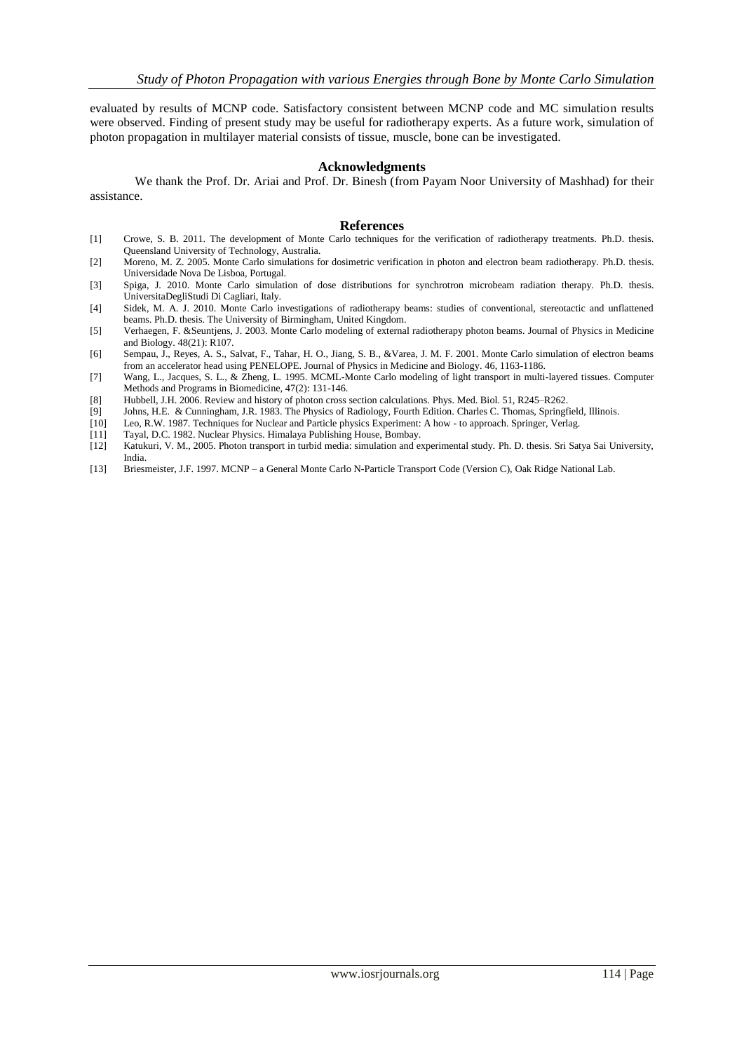evaluated by results of MCNP code. Satisfactory consistent between MCNP code and MC simulation results were observed. Finding of present study may be useful for radiotherapy experts. As a future work, simulation of photon propagation in multilayer material consists of tissue, muscle, bone can be investigated.

## Acknowledgments

We thank the Prof. Dr. Ariai and Prof. Dr. Binesh (from Payam Noor University of Mashhad) for their assistance.

## References

[1] Crowe, S. B. 2011. The development of Monte Carlo techniques for the verification of radiotherapy treatments. Ph.D. thesis. Queensland University of Technology, Australia.

[2] Moreno, M. Z. 2005. Monte Carlo simulations for dosimetric verification in photon and electron beam radiotherapy. Ph.D. thesis. Universidade Nova De Lisboa, Portugal.

[3] Spiga, J. 2010. Monte Carlo simulation of dose distributions for synchrotron microbeam radiation therapy. Ph.D. thesis. UniversitaDegliStudi Di Cagliari, Italy.

[4] Sidek, M. A. J. 2010. Monte Carlo investigations of radiotherapy beams: studies of conventional, stereotactic and unflattened beams. Ph.D. thesis. The University of Birmingham, United Kingdom.

[5] Verhaegen, F. &Seuntjens, J. 2003. Monte Carlo modeling of external radiotherapy photon beams. Journal of Physics in Medicine and Biology. 48(21): R107.

[6] Sempau, J., Reyes, A. S., Salvat, F., Tahar, H. O., Jiang, S. B., &Varea, J. M. F. 2001. Monte Carlo simulation of electron beams from an accelerator head using PENELOPE. Journal of Physics in Medicine and Biology. 46, 1163-1186.

[7] Wang, L., Jacques, S. L., & Zheng, L. 1995. MCML-Monte Carlo modeling of light transport in multi-layered tissues. Computer Methods and Programs in Biomedicine, 47(2): 131-146.

[8] Hubbell, J.H. 2006. Review and history of photon cross section calculations. Phys. Med. Biol. 51, R245–R262.

[9] Johns, H.E. & Cunningham, J.R. 1983. The Physics of Radiology, Fourth Edition. Charles C. Thomas, Springfield, Illinois.

[10] Leo, R.W. 1987. Techniques for Nuclear and Particle physics Experiment: A how - to approach. Springer, Verlag.

[11] Tayal, D.C. 1982. Nuclear Physics. Himalaya Publishing House, Bombay.

[12] Katukuri, V. M., 2005. Photon transport in turbid media: simulation and experimental study. Ph. D. thesis. Sri Satya Sai University, India.

[13] Briesmeister, J.F. 1997. MCNP – a General Monte Carlo N-Particle Transport Code (Version C), Oak Ridge National Lab.